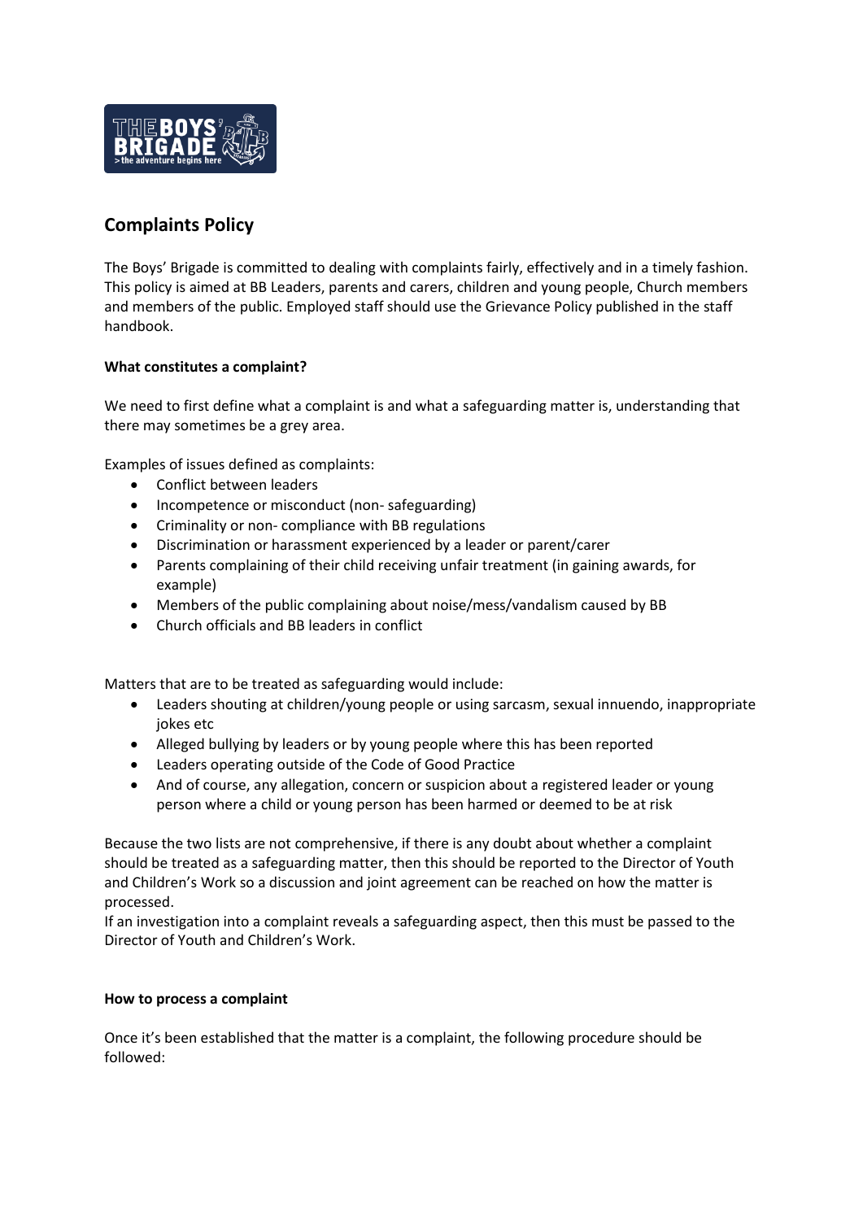## Complaints Policy

The Boys' Brigade is committed to dealing with complaints fairly, effectively and in a timely fashion. This policy is aimed at BB Leaders, parents and carers, children and young people, Church members and members of the public. Employed staff should use the Grievance Policy published in the staff handbook.

**What constitutes a complaint?**

We need to first define what a complaint is and what a safeguarding matter is, understanding that there may sometimes be a grey area.

Examples of issues defined as complaints:

- Conflict between leaders
- Incompetence or misconduct (non- safeguarding)
- Criminality or non- compliance with BB regulations
- Discrimination or harassment experienced by a leader or parent/carer
- Parents complaining of their child receiving unfair treatment (in gaining awards, for example)
- Members of the public complaining about noise/mess/vandalism caused by BB
- Church officials and BB leaders in conflict

Matters that are to be treated as safeguarding would include:

- Leaders shouting at children/young people or using sarcasm, sexual innuendo, inappropriate jokes etc
- Alleged bullying by leaders or by young people where this has been reported
- Leaders operating outside of the Code of Good Practice
- And of course, any allegation, concern or suspicion about a registered leader or young person where a child or young person has been harmed or deemed to be at risk

Because the two lists are not comprehensive, if there is any doubt about whether a complaint should be treated as a safeguarding matter, then this should be reported to the Director of Youth and Children's Work so a discussion and joint agreement can be reached on how the matter is processed.

If an investigation into a complaint reveals a safeguarding aspect, then this must be passed to the Director of Youth and Children's Work.

**How to process a complaint**

Once it's been established that the matter is a complaint, the following procedure should be followed: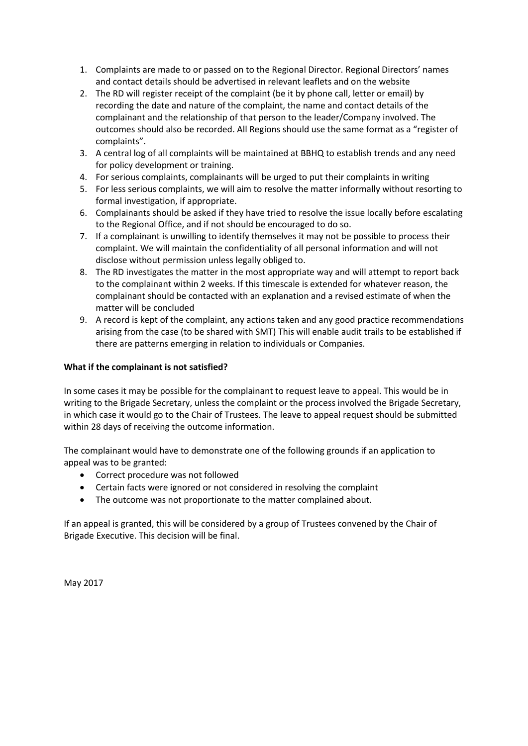1. Complaints are made to or passed on to the Regional Director. Regional Directors' names and contact details should be advertised in relevant leaflets and on the website
2. The RD will register receipt of the complaint (be it by phone call, letter or email) by recording the date and nature of the complaint, the name and contact details of the complainant and the relationship of that person to the leader/Company involved. The outcomes should also be recorded. All Regions should use the same format as a "register of complaints".
3. A central log of all complaints will be maintained at BBHQ to establish trends and any need for policy development or training.
4. For serious complaints, complainants will be urged to put their complaints in writing
5. For less serious complaints, we will aim to resolve the matter informally without resorting to formal investigation, if appropriate.
6. Complainants should be asked if they have tried to resolve the issue locally before escalating to the Regional Office, and if not should be encouraged to do so.
7. If a complainant is unwilling to identify themselves it may not be possible to process their complaint. We will maintain the confidentiality of all personal information and will not disclose without permission unless legally obliged to.
8. The RD investigates the matter in the most appropriate way and will attempt to report back to the complainant within 2 weeks. If this timescale is extended for whatever reason, the complainant should be contacted with an explanation and a revised estimate of when the matter will be concluded
9. A record is kept of the complaint, any actions taken and any good practice recommendations arising from the case (to be shared with SMT) This will enable audit trails to be established if there are patterns emerging in relation to individuals or Companies.

**What if the complainant is not satisfied?**

In some cases it may be possible for the complainant to request leave to appeal. This would be in writing to the Brigade Secretary, unless the complaint or the process involved the Brigade Secretary, in which case it would go to the Chair of Trustees. The leave to appeal request should be submitted within 28 days of receiving the outcome information.

The complainant would have to demonstrate one of the following grounds if an application to appeal was to be granted:

- Correct procedure was not followed
- Certain facts were ignored or not considered in resolving the complaint
- The outcome was not proportionate to the matter complained about.

If an appeal is granted, this will be considered by a group of Trustees convened by the Chair of Brigade Executive. This decision will be final.

May 2017